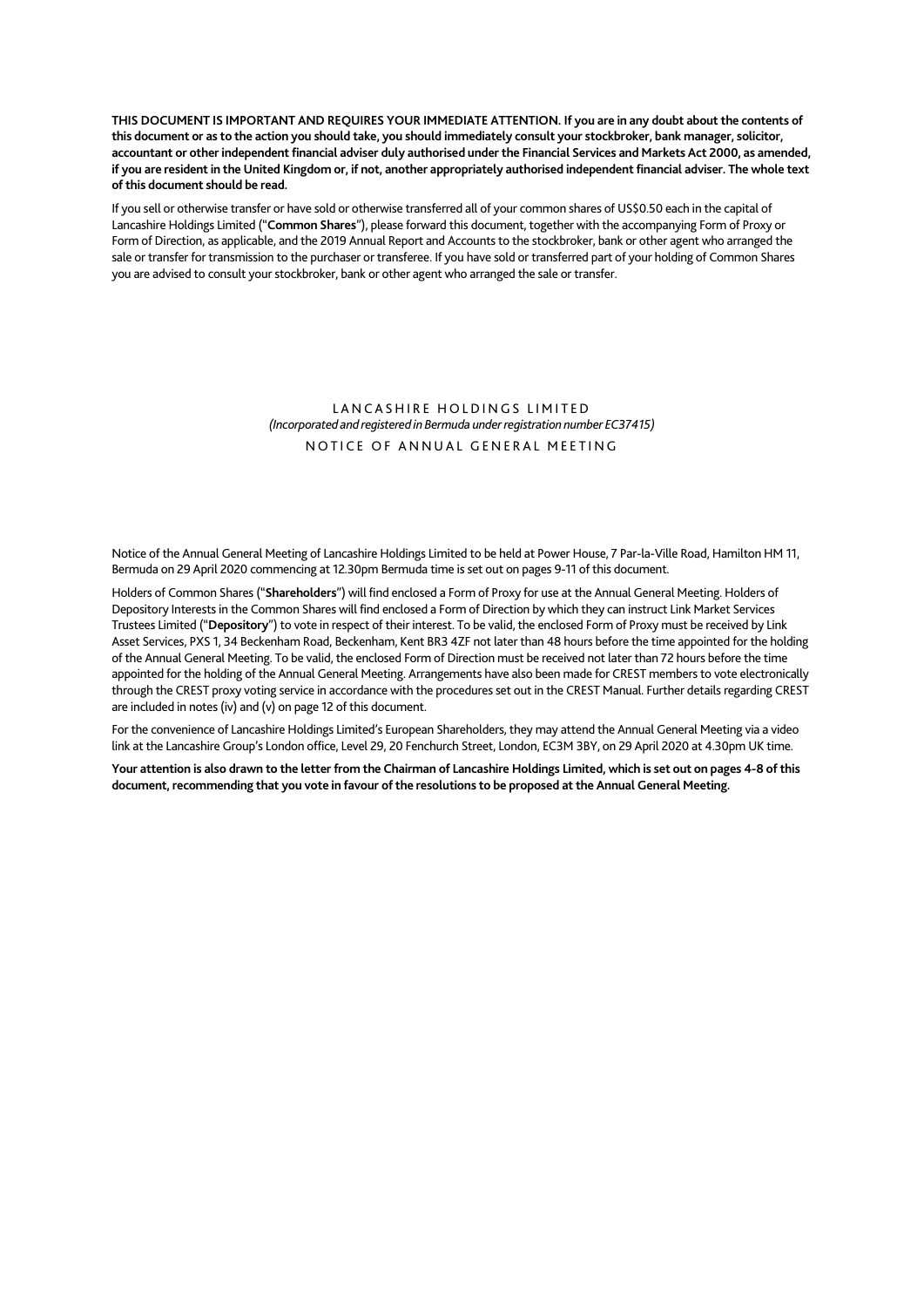**THIS DOCUMENT IS IMPORTANT AND REQUIRES YOUR IMMEDIATE ATTENTION. If you are in any doubt about the contents of this document or as to the action you should take, you should immediately consult your stockbroker, bank manager, solicitor, accountant or other independent financial adviser duly authorised under the Financial Services and Markets Act 2000, as amended, if you are resident in the United Kingdom or, if not, another appropriately authorised independent financial adviser. The whole text of this document should be read.**

If you sell or otherwise transfer or have sold or otherwise transferred all of your common shares of US$0.50 each in the capital of Lancashire Holdings Limited ("**Common Shares**"), please forward this document, together with the accompanying Form of Proxy or Form of Direction, as applicable, and the 2019 Annual Report and Accounts to the stockbroker, bank or other agent who arranged the sale or transfer for transmission to the purchaser or transferee. If you have sold or transferred part of your holding of Common Shares you are advised to consult your stockbroker, bank or other agent who arranged the sale or transfer.

# LANCASHIRE HOLDINGS LIMITED

*(Incorporated and registered in Bermuda under registration number EC37415)*

## NOTICE OF ANNUAL GENERAL MEETING

Notice of the Annual General Meeting of Lancashire Holdings Limited to be held at Power House, 7 Par-la-Ville Road, Hamilton HM 11, Bermuda on 29 April 2020 commencing at 12.30pm Bermuda time is set out on pages 9-11 of this document.

Holders of Common Shares ("**Shareholders**") will find enclosed a Form of Proxy for use at the Annual General Meeting. Holders of Depository Interests in the Common Shares will find enclosed a Form of Direction by which they can instruct Link Market Services Trustees Limited ("**Depository**") to vote in respect of their interest. To be valid, the enclosed Form of Proxy must be received by Link Asset Services, PXS 1, 34 Beckenham Road, Beckenham, Kent BR3 4ZF not later than 48 hours before the time appointed for the holding of the Annual General Meeting. To be valid, the enclosed Form of Direction must be received not later than 72 hours before the time appointed for the holding of the Annual General Meeting. Arrangements have also been made for CREST members to vote electronically through the CREST proxy voting service in accordance with the procedures set out in the CREST Manual. Further details regarding CREST are included in notes (iv) and (v) on page 12 of this document.

For the convenience of Lancashire Holdings Limited's European Shareholders, they may attend the Annual General Meeting via a video link at the Lancashire Group's London office, Level 29, 20 Fenchurch Street, London, EC3M 3BY, on 29 April 2020 at 4.30pm UK time.

**Your attention is also drawn to the letter from the Chairman of Lancashire Holdings Limited, which is set out on pages 4-8 of this document, recommending that you vote in favour of the resolutions to be proposed at the Annual General Meeting.**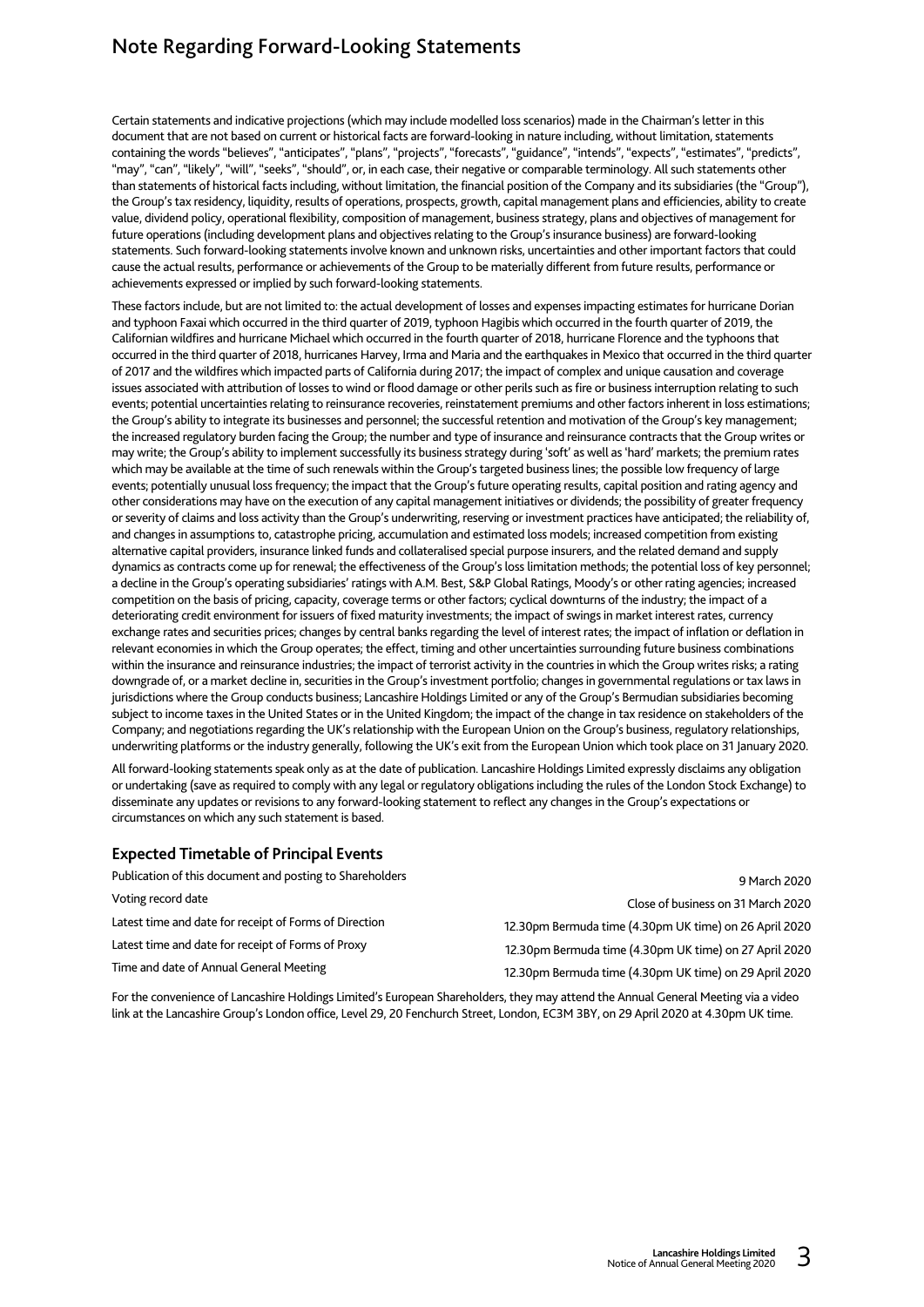# Note Regarding Forward-Looking Statements

Certain statements and indicative projections (which may include modelled loss scenarios) made in the Chairman's letter in this document that are not based on current or historical facts are forward-looking in nature including, without limitation, statements containing the words "believes", "anticipates", "plans", "projects", "forecasts", "guidance", "intends", "expects", "estimates", "predicts", "may", "can", "likely", "will", "seeks", "should", or, in each case, their negative or comparable terminology. All such statements other than statements of historical facts including, without limitation, the financial position of the Company and its subsidiaries (the "Group"), the Group's tax residency, liquidity, results of operations, prospects, growth, capital management plans and efficiencies, ability to create value, dividend policy, operational flexibility, composition of management, business strategy, plans and objectives of management for future operations (including development plans and objectives relating to the Group's insurance business) are forward-looking statements. Such forward-looking statements involve known and unknown risks, uncertainties and other important factors that could cause the actual results, performance or achievements of the Group to be materially different from future results, performance or achievements expressed or implied by such forward-looking statements.

These factors include, but are not limited to: the actual development of losses and expenses impacting estimates for hurricane Dorian and typhoon Faxai which occurred in the third quarter of 2019, typhoon Hagibis which occurred in the fourth quarter of 2019, the Californian wildfires and hurricane Michael which occurred in the fourth quarter of 2018, hurricane Florence and the typhoons that occurred in the third quarter of 2018, hurricanes Harvey, Irma and Maria and the earthquakes in Mexico that occurred in the third quarter of 2017 and the wildfires which impacted parts of California during 2017; the impact of complex and unique causation and coverage issues associated with attribution of losses to wind or flood damage or other perils such as fire or business interruption relating to such events; potential uncertainties relating to reinsurance recoveries, reinstatement premiums and other factors inherent in loss estimations; the Group's ability to integrate its businesses and personnel; the successful retention and motivation of the Group's key management; the increased regulatory burden facing the Group; the number and type of insurance and reinsurance contracts that the Group writes or may write; the Group's ability to implement successfully its business strategy during 'soft' as well as 'hard' markets; the premium rates which may be available at the time of such renewals within the Group's targeted business lines; the possible low frequency of large events; potentially unusual loss frequency; the impact that the Group's future operating results, capital position and rating agency and other considerations may have on the execution of any capital management initiatives or dividends; the possibility of greater frequency or severity of claims and loss activity than the Group's underwriting, reserving or investment practices have anticipated; the reliability of, and changes in assumptions to, catastrophe pricing, accumulation and estimated loss models; increased competition from existing alternative capital providers, insurance linked funds and collateralised special purpose insurers, and the related demand and supply dynamics as contracts come up for renewal; the effectiveness of the Group's loss limitation methods; the potential loss of key personnel; a decline in the Group's operating subsidiaries' ratings with A.M. Best, S&P Global Ratings, Moody's or other rating agencies; increased competition on the basis of pricing, capacity, coverage terms or other factors; cyclical downturns of the industry; the impact of a deteriorating credit environment for issuers of fixed maturity investments; the impact of swings in market interest rates, currency exchange rates and securities prices; changes by central banks regarding the level of interest rates; the impact of inflation or deflation in relevant economies in which the Group operates; the effect, timing and other uncertainties surrounding future business combinations within the insurance and reinsurance industries; the impact of terrorist activity in the countries in which the Group writes risks; a rating downgrade of, or a market decline in, securities in the Group's investment portfolio; changes in governmental regulations or tax laws in jurisdictions where the Group conducts business; Lancashire Holdings Limited or any of the Group's Bermudian subsidiaries becoming subject to income taxes in the United States or in the United Kingdom; the impact of the change in tax residence on stakeholders of the Company; and negotiations regarding the UK's relationship with the European Union on the Group's business, regulatory relationships, underwriting platforms or the industry generally, following the UK's exit from the European Union which took place on 31 January 2020.

All forward-looking statements speak only as at the date of publication. Lancashire Holdings Limited expressly disclaims any obligation or undertaking (save as required to comply with any legal or regulatory obligations including the rules of the London Stock Exchange) to disseminate any updates or revisions to any forward-looking statement to reflect any changes in the Group's expectations or circumstances on which any such statement is based.

## Expected Timetable of Principal Events

| | |
|---|---|
| Publication of this document and posting to Shareholders | 9 March 2020 |
| Voting record date | Close of business on 31 March 2020 |
| Latest time and date for receipt of Forms of Direction | 12.30pm Bermuda time (4.30pm UK time) on 26 April 2020 |
| Latest time and date for receipt of Forms of Proxy | 12.30pm Bermuda time (4.30pm UK time) on 27 April 2020 |
| Time and date of Annual General Meeting | 12.30pm Bermuda time (4.30pm UK time) on 29 April 2020 |

For the convenience of Lancashire Holdings Limited's European Shareholders, they may attend the Annual General Meeting via a video link at the Lancashire Group's London office, Level 29, 20 Fenchurch Street, London, EC3M 3BY, on 29 April 2020 at 4.30pm UK time.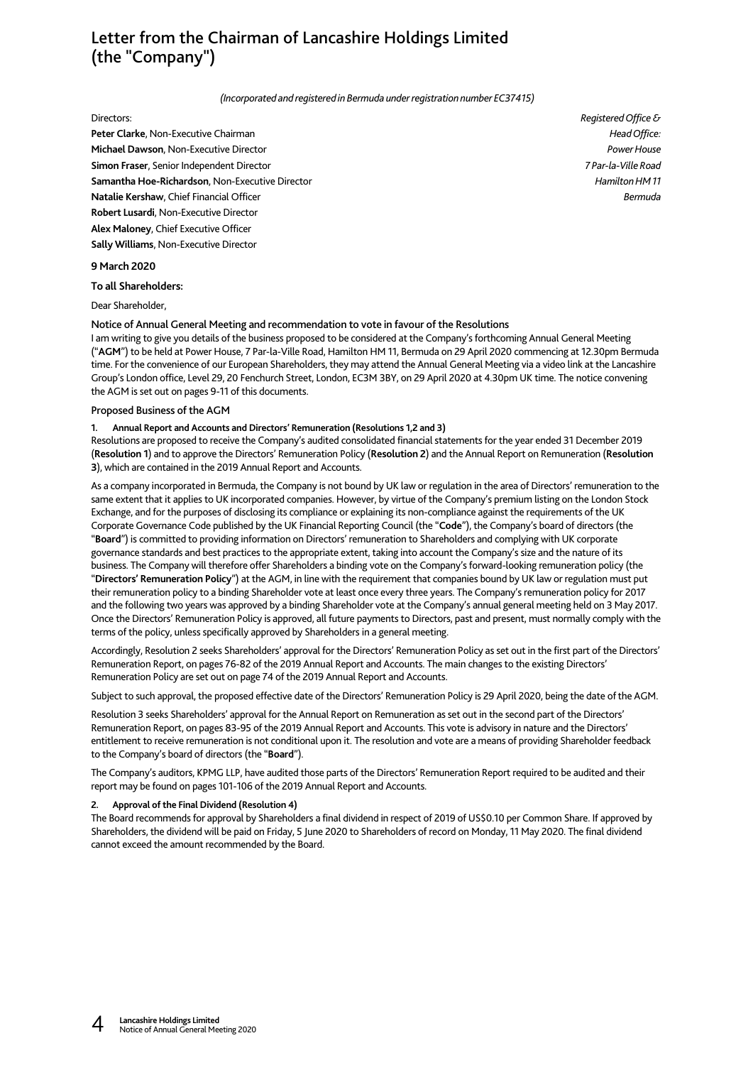# Letter from the Chairman of Lancashire Holdings Limited (the "Company")

*(Incorporated and registered in Bermuda under registration number EC37415)*

Directors:
**Peter Clarke**, Non-Executive Chairman
**Michael Dawson**, Non-Executive Director
**Simon Fraser**, Senior Independent Director
**Samantha Hoe-Richardson**, Non-Executive Director
**Natalie Kershaw**, Chief Financial Officer
**Robert Lusardi**, Non-Executive Director
**Alex Maloney**, Chief Executive Officer
**Sally Williams**, Non-Executive Director

*Registered Office &*
*Head Office:*
*Power House*
*7 Par-la-Ville Road*
*Hamilton HM 11*
*Bermuda*

**9 March 2020**

**To all Shareholders:**

Dear Shareholder,

### Notice of Annual General Meeting and recommendation to vote in favour of the Resolutions

I am writing to give you details of the business proposed to be considered at the Company's forthcoming Annual General Meeting ("**AGM**") to be held at Power House, 7 Par-la-Ville Road, Hamilton HM 11, Bermuda on 29 April 2020 commencing at 12.30pm Bermuda time. For the convenience of our European Shareholders, they may attend the Annual General Meeting via a video link at the Lancashire Group's London office, Level 29, 20 Fenchurch Street, London, EC3M 3BY, on 29 April 2020 at 4.30pm UK time. The notice convening the AGM is set out on pages 9-11 of this documents.

### Proposed Business of the AGM

#### 1. Annual Report and Accounts and Directors' Remuneration (Resolutions 1,2 and 3)

Resolutions are proposed to receive the Company's audited consolidated financial statements for the year ended 31 December 2019 (**Resolution 1**) and to approve the Directors' Remuneration Policy (**Resolution 2**) and the Annual Report on Remuneration (**Resolution 3**), which are contained in the 2019 Annual Report and Accounts.

As a company incorporated in Bermuda, the Company is not bound by UK law or regulation in the area of Directors' remuneration to the same extent that it applies to UK incorporated companies. However, by virtue of the Company's premium listing on the London Stock Exchange, and for the purposes of disclosing its compliance or explaining its non-compliance against the requirements of the UK Corporate Governance Code published by the UK Financial Reporting Council (the "**Code**"), the Company's board of directors (the "**Board**") is committed to providing information on Directors' remuneration to Shareholders and complying with UK corporate governance standards and best practices to the appropriate extent, taking into account the Company's size and the nature of its business. The Company will therefore offer Shareholders a binding vote on the Company's forward-looking remuneration policy (the "**Directors' Remuneration Policy**") at the AGM, in line with the requirement that companies bound by UK law or regulation must put their remuneration policy to a binding Shareholder vote at least once every three years. The Company's remuneration policy for 2017 and the following two years was approved by a binding Shareholder vote at the Company's annual general meeting held on 3 May 2017. Once the Directors' Remuneration Policy is approved, all future payments to Directors, past and present, must normally comply with the terms of the policy, unless specifically approved by Shareholders in a general meeting.

Accordingly, Resolution 2 seeks Shareholders' approval for the Directors' Remuneration Policy as set out in the first part of the Directors' Remuneration Report, on pages 76-82 of the 2019 Annual Report and Accounts. The main changes to the existing Directors' Remuneration Policy are set out on page 74 of the 2019 Annual Report and Accounts.

Subject to such approval, the proposed effective date of the Directors' Remuneration Policy is 29 April 2020, being the date of the AGM.

Resolution 3 seeks Shareholders' approval for the Annual Report on Remuneration as set out in the second part of the Directors' Remuneration Report, on pages 83-95 of the 2019 Annual Report and Accounts. This vote is advisory in nature and the Directors' entitlement to receive remuneration is not conditional upon it. The resolution and vote are a means of providing Shareholder feedback to the Company's board of directors (the "**Board**").

The Company's auditors, KPMG LLP, have audited those parts of the Directors' Remuneration Report required to be audited and their report may be found on pages 101-106 of the 2019 Annual Report and Accounts.

#### 2. Approval of the Final Dividend (Resolution 4)

The Board recommends for approval by Shareholders a final dividend in respect of 2019 of US$0.10 per Common Share. If approved by Shareholders, the dividend will be paid on Friday, 5 June 2020 to Shareholders of record on Monday, 11 May 2020. The final dividend cannot exceed the amount recommended by the Board.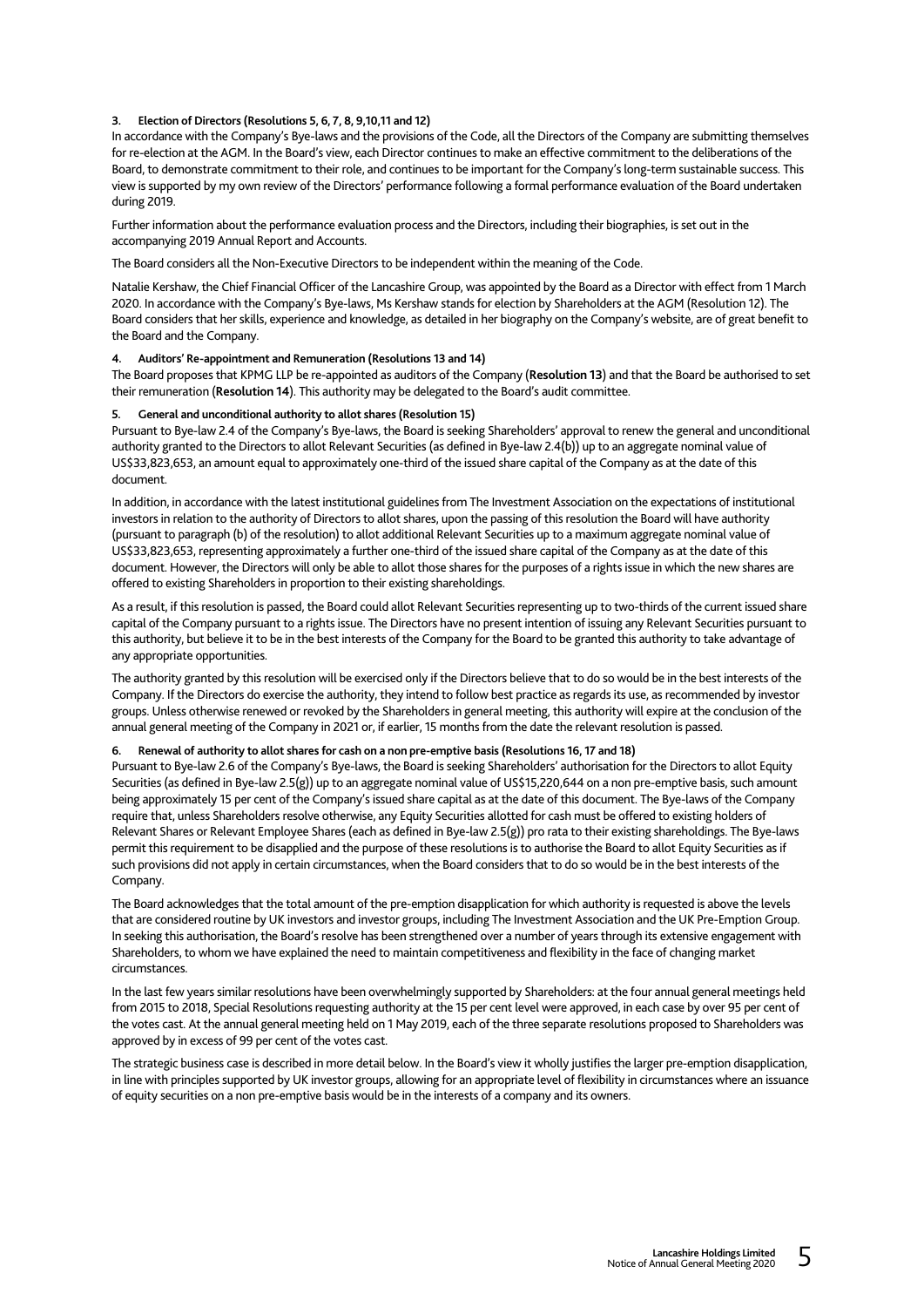**3. Election of Directors (Resolutions 5, 6, 7, 8, 9,10,11 and 12)**

In accordance with the Company's Bye-laws and the provisions of the Code, all the Directors of the Company are submitting themselves for re-election at the AGM. In the Board's view, each Director continues to make an effective commitment to the deliberations of the Board, to demonstrate commitment to their role, and continues to be important for the Company's long-term sustainable success. This view is supported by my own review of the Directors' performance following a formal performance evaluation of the Board undertaken during 2019.

Further information about the performance evaluation process and the Directors, including their biographies, is set out in the accompanying 2019 Annual Report and Accounts.

The Board considers all the Non-Executive Directors to be independent within the meaning of the Code.

Natalie Kershaw, the Chief Financial Officer of the Lancashire Group, was appointed by the Board as a Director with effect from 1 March 2020. In accordance with the Company's Bye-laws, Ms Kershaw stands for election by Shareholders at the AGM (Resolution 12). The Board considers that her skills, experience and knowledge, as detailed in her biography on the Company's website, are of great benefit to the Board and the Company.

**4. Auditors' Re-appointment and Remuneration (Resolutions 13 and 14)**

The Board proposes that KPMG LLP be re-appointed as auditors of the Company (**Resolution 13**) and that the Board be authorised to set their remuneration (**Resolution 14**). This authority may be delegated to the Board's audit committee.

**5. General and unconditional authority to allot shares (Resolution 15)**

Pursuant to Bye-law 2.4 of the Company's Bye-laws, the Board is seeking Shareholders' approval to renew the general and unconditional authority granted to the Directors to allot Relevant Securities (as defined in Bye-law 2.4(b)) up to an aggregate nominal value of US$33,823,653, an amount equal to approximately one-third of the issued share capital of the Company as at the date of this document.

In addition, in accordance with the latest institutional guidelines from The Investment Association on the expectations of institutional investors in relation to the authority of Directors to allot shares, upon the passing of this resolution the Board will have authority (pursuant to paragraph (b) of the resolution) to allot additional Relevant Securities up to a maximum aggregate nominal value of US$33,823,653, representing approximately a further one-third of the issued share capital of the Company as at the date of this document. However, the Directors will only be able to allot those shares for the purposes of a rights issue in which the new shares are offered to existing Shareholders in proportion to their existing shareholdings.

As a result, if this resolution is passed, the Board could allot Relevant Securities representing up to two-thirds of the current issued share capital of the Company pursuant to a rights issue. The Directors have no present intention of issuing any Relevant Securities pursuant to this authority, but believe it to be in the best interests of the Company for the Board to be granted this authority to take advantage of any appropriate opportunities.

The authority granted by this resolution will be exercised only if the Directors believe that to do so would be in the best interests of the Company. If the Directors do exercise the authority, they intend to follow best practice as regards its use, as recommended by investor groups. Unless otherwise renewed or revoked by the Shareholders in general meeting, this authority will expire at the conclusion of the annual general meeting of the Company in 2021 or, if earlier, 15 months from the date the relevant resolution is passed.

**6. Renewal of authority to allot shares for cash on a non pre-emptive basis (Resolutions 16, 17 and 18)**

Pursuant to Bye-law 2.6 of the Company's Bye-laws, the Board is seeking Shareholders' authorisation for the Directors to allot Equity Securities (as defined in Bye-law 2.5(g)) up to an aggregate nominal value of US$15,220,644 on a non pre-emptive basis, such amount being approximately 15 per cent of the Company's issued share capital as at the date of this document. The Bye-laws of the Company require that, unless Shareholders resolve otherwise, any Equity Securities allotted for cash must be offered to existing holders of Relevant Shares or Relevant Employee Shares (each as defined in Bye-law 2.5(g)) pro rata to their existing shareholdings. The Bye-laws permit this requirement to be disapplied and the purpose of these resolutions is to authorise the Board to allot Equity Securities as if such provisions did not apply in certain circumstances, when the Board considers that to do so would be in the best interests of the Company.

The Board acknowledges that the total amount of the pre-emption disapplication for which authority is requested is above the levels that are considered routine by UK investors and investor groups, including The Investment Association and the UK Pre-Emption Group. In seeking this authorisation, the Board's resolve has been strengthened over a number of years through its extensive engagement with Shareholders, to whom we have explained the need to maintain competitiveness and flexibility in the face of changing market circumstances.

In the last few years similar resolutions have been overwhelmingly supported by Shareholders: at the four annual general meetings held from 2015 to 2018, Special Resolutions requesting authority at the 15 per cent level were approved, in each case by over 95 per cent of the votes cast. At the annual general meeting held on 1 May 2019, each of the three separate resolutions proposed to Shareholders was approved by in excess of 99 per cent of the votes cast.

The strategic business case is described in more detail below. In the Board's view it wholly justifies the larger pre-emption disapplication, in line with principles supported by UK investor groups, allowing for an appropriate level of flexibility in circumstances where an issuance of equity securities on a non pre-emptive basis would be in the interests of a company and its owners.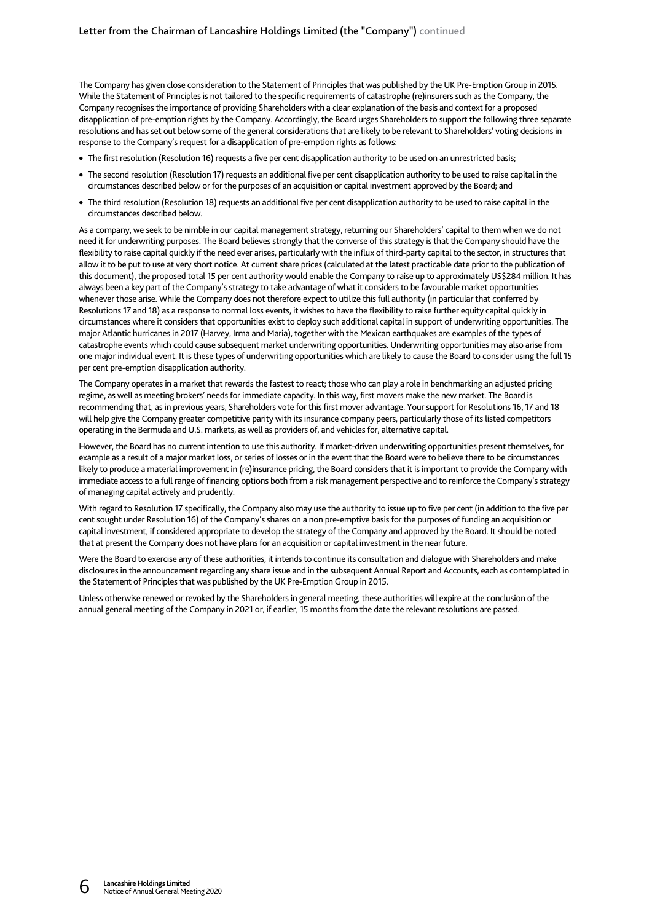The Company has given close consideration to the Statement of Principles that was published by the UK Pre-Emption Group in 2015. While the Statement of Principles is not tailored to the specific requirements of catastrophe (re)insurers such as the Company, the Company recognises the importance of providing Shareholders with a clear explanation of the basis and context for a proposed disapplication of pre-emption rights by the Company. Accordingly, the Board urges Shareholders to support the following three separate resolutions and has set out below some of the general considerations that are likely to be relevant to Shareholders' voting decisions in response to the Company's request for a disapplication of pre-emption rights as follows:

- The first resolution (Resolution 16) requests a five per cent disapplication authority to be used on an unrestricted basis;
- The second resolution (Resolution 17) requests an additional five per cent disapplication authority to be used to raise capital in the circumstances described below or for the purposes of an acquisition or capital investment approved by the Board; and
- The third resolution (Resolution 18) requests an additional five per cent disapplication authority to be used to raise capital in the circumstances described below.

As a company, we seek to be nimble in our capital management strategy, returning our Shareholders' capital to them when we do not need it for underwriting purposes. The Board believes strongly that the converse of this strategy is that the Company should have the flexibility to raise capital quickly if the need ever arises, particularly with the influx of third-party capital to the sector, in structures that allow it to be put to use at very short notice. At current share prices (calculated at the latest practicable date prior to the publication of this document), the proposed total 15 per cent authority would enable the Company to raise up to approximately US$284 million. It has always been a key part of the Company's strategy to take advantage of what it considers to be favourable market opportunities whenever those arise. While the Company does not therefore expect to utilize this full authority (in particular that conferred by Resolutions 17 and 18) as a response to normal loss events, it wishes to have the flexibility to raise further equity capital quickly in circumstances where it considers that opportunities exist to deploy such additional capital in support of underwriting opportunities. The major Atlantic hurricanes in 2017 (Harvey, Irma and Maria), together with the Mexican earthquakes are examples of the types of catastrophe events which could cause subsequent market underwriting opportunities. Underwriting opportunities may also arise from one major individual event. It is these types of underwriting opportunities which are likely to cause the Board to consider using the full 15 per cent pre-emption disapplication authority.

The Company operates in a market that rewards the fastest to react; those who can play a role in benchmarking an adjusted pricing regime, as well as meeting brokers' needs for immediate capacity. In this way, first movers make the new market. The Board is recommending that, as in previous years, Shareholders vote for this first mover advantage. Your support for Resolutions 16, 17 and 18 will help give the Company greater competitive parity with its insurance company peers, particularly those of its listed competitors operating in the Bermuda and U.S. markets, as well as providers of, and vehicles for, alternative capital.

However, the Board has no current intention to use this authority. If market-driven underwriting opportunities present themselves, for example as a result of a major market loss, or series of losses or in the event that the Board were to believe there to be circumstances likely to produce a material improvement in (re)insurance pricing, the Board considers that it is important to provide the Company with immediate access to a full range of financing options both from a risk management perspective and to reinforce the Company's strategy of managing capital actively and prudently.

With regard to Resolution 17 specifically, the Company also may use the authority to issue up to five per cent (in addition to the five per cent sought under Resolution 16) of the Company's shares on a non pre-emptive basis for the purposes of funding an acquisition or capital investment, if considered appropriate to develop the strategy of the Company and approved by the Board. It should be noted that at present the Company does not have plans for an acquisition or capital investment in the near future.

Were the Board to exercise any of these authorities, it intends to continue its consultation and dialogue with Shareholders and make disclosures in the announcement regarding any share issue and in the subsequent Annual Report and Accounts, each as contemplated in the Statement of Principles that was published by the UK Pre-Emption Group in 2015.

Unless otherwise renewed or revoked by the Shareholders in general meeting, these authorities will expire at the conclusion of the annual general meeting of the Company in 2021 or, if earlier, 15 months from the date the relevant resolutions are passed.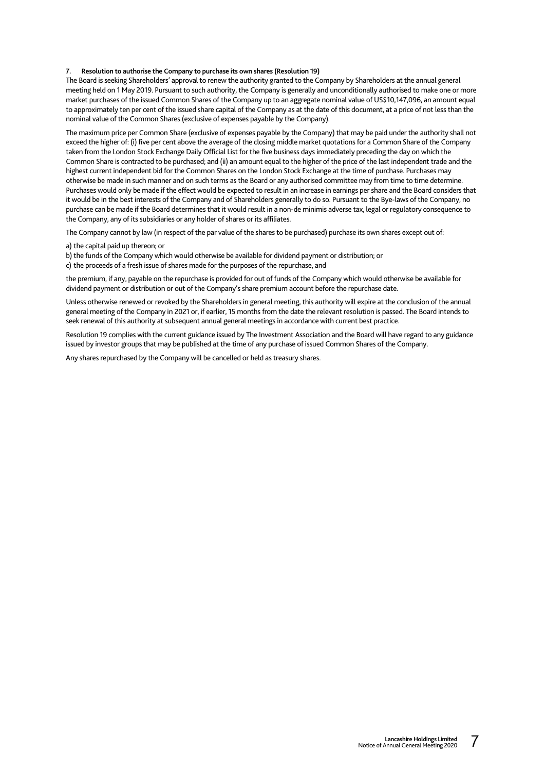**7. Resolution to authorise the Company to purchase its own shares (Resolution 19)**

The Board is seeking Shareholders' approval to renew the authority granted to the Company by Shareholders at the annual general meeting held on 1 May 2019. Pursuant to such authority, the Company is generally and unconditionally authorised to make one or more market purchases of the issued Common Shares of the Company up to an aggregate nominal value of US$10,147,096, an amount equal to approximately ten per cent of the issued share capital of the Company as at the date of this document, at a price of not less than the nominal value of the Common Shares (exclusive of expenses payable by the Company).

The maximum price per Common Share (exclusive of expenses payable by the Company) that may be paid under the authority shall not exceed the higher of: (i) five per cent above the average of the closing middle market quotations for a Common Share of the Company taken from the London Stock Exchange Daily Official List for the five business days immediately preceding the day on which the Common Share is contracted to be purchased; and (ii) an amount equal to the higher of the price of the last independent trade and the highest current independent bid for the Common Shares on the London Stock Exchange at the time of purchase. Purchases may otherwise be made in such manner and on such terms as the Board or any authorised committee may from time to time determine. Purchases would only be made if the effect would be expected to result in an increase in earnings per share and the Board considers that it would be in the best interests of the Company and of Shareholders generally to do so. Pursuant to the Bye-laws of the Company, no purchase can be made if the Board determines that it would result in a non-de minimis adverse tax, legal or regulatory consequence to the Company, any of its subsidiaries or any holder of shares or its affiliates.

The Company cannot by law (in respect of the par value of the shares to be purchased) purchase its own shares except out of:

a) the capital paid up thereon; or
b) the funds of the Company which would otherwise be available for dividend payment or distribution; or
c) the proceeds of a fresh issue of shares made for the purposes of the repurchase, and

the premium, if any, payable on the repurchase is provided for out of funds of the Company which would otherwise be available for dividend payment or distribution or out of the Company's share premium account before the repurchase date.

Unless otherwise renewed or revoked by the Shareholders in general meeting, this authority will expire at the conclusion of the annual general meeting of the Company in 2021 or, if earlier, 15 months from the date the relevant resolution is passed. The Board intends to seek renewal of this authority at subsequent annual general meetings in accordance with current best practice.

Resolution 19 complies with the current guidance issued by The Investment Association and the Board will have regard to any guidance issued by investor groups that may be published at the time of any purchase of issued Common Shares of the Company.

Any shares repurchased by the Company will be cancelled or held as treasury shares.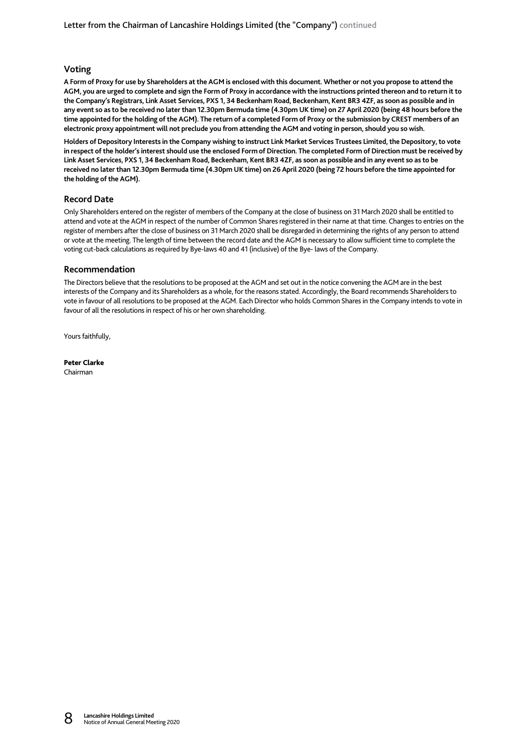## Voting

**A Form of Proxy for use by Shareholders at the AGM is enclosed with this document. Whether or not you propose to attend the AGM, you are urged to complete and sign the Form of Proxy in accordance with the instructions printed thereon and to return it to the Company's Registrars, Link Asset Services, PXS 1, 34 Beckenham Road, Beckenham, Kent BR3 4ZF, as soon as possible and in any event so as to be received no later than 12.30pm Bermuda time (4.30pm UK time) on 27 April 2020 (being 48 hours before the time appointed for the holding of the AGM). The return of a completed Form of Proxy or the submission by CREST members of an electronic proxy appointment will not preclude you from attending the AGM and voting in person, should you so wish.**

**Holders of Depository Interests in the Company wishing to instruct Link Market Services Trustees Limited, the Depository, to vote in respect of the holder's interest should use the enclosed Form of Direction. The completed Form of Direction must be received by Link Asset Services, PXS 1, 34 Beckenham Road, Beckenham, Kent BR3 4ZF, as soon as possible and in any event so as to be received no later than 12.30pm Bermuda time (4.30pm UK time) on 26 April 2020 (being 72 hours before the time appointed for the holding of the AGM).**

## Record Date

Only Shareholders entered on the register of members of the Company at the close of business on 31 March 2020 shall be entitled to attend and vote at the AGM in respect of the number of Common Shares registered in their name at that time. Changes to entries on the register of members after the close of business on 31 March 2020 shall be disregarded in determining the rights of any person to attend or vote at the meeting. The length of time between the record date and the AGM is necessary to allow sufficient time to complete the voting cut-back calculations as required by Bye-laws 40 and 41 (inclusive) of the Bye- laws of the Company.

## Recommendation

The Directors believe that the resolutions to be proposed at the AGM and set out in the notice convening the AGM are in the best interests of the Company and its Shareholders as a whole, for the reasons stated. Accordingly, the Board recommends Shareholders to vote in favour of all resolutions to be proposed at the AGM. Each Director who holds Common Shares in the Company intends to vote in favour of all the resolutions in respect of his or her own shareholding.

Yours faithfully,

**Peter Clarke**
Chairman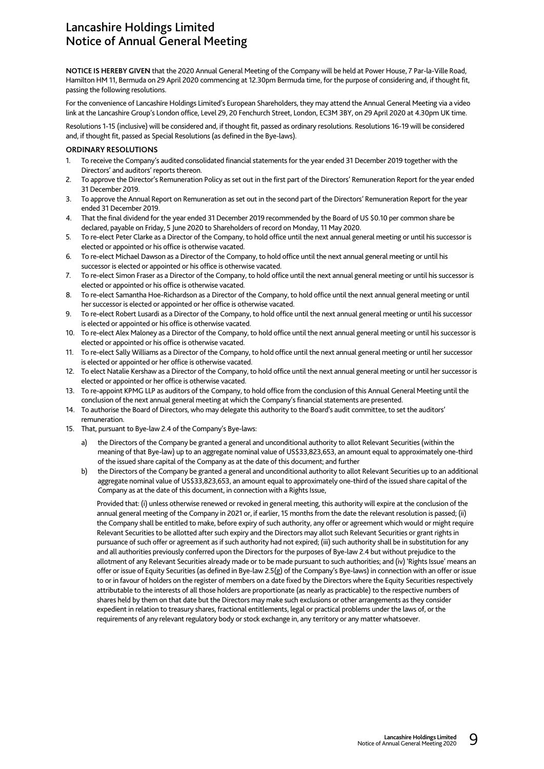# Lancashire Holdings Limited
# Notice of Annual General Meeting

**NOTICE IS HEREBY GIVEN** that the 2020 Annual General Meeting of the Company will be held at Power House, 7 Par-la-Ville Road, Hamilton HM 11, Bermuda on 29 April 2020 commencing at 12.30pm Bermuda time, for the purpose of considering and, if thought fit, passing the following resolutions.

For the convenience of Lancashire Holdings Limited's European Shareholders, they may attend the Annual General Meeting via a video link at the Lancashire Group's London office, Level 29, 20 Fenchurch Street, London, EC3M 3BY, on 29 April 2020 at 4.30pm UK time.

Resolutions 1-15 (inclusive) will be considered and, if thought fit, passed as ordinary resolutions. Resolutions 16-19 will be considered and, if thought fit, passed as Special Resolutions (as defined in the Bye-laws).

**ORDINARY RESOLUTIONS**

1. To receive the Company's audited consolidated financial statements for the year ended 31 December 2019 together with the Directors' and auditors' reports thereon.
2. To approve the Director's Remuneration Policy as set out in the first part of the Directors' Remuneration Report for the year ended 31 December 2019.
3. To approve the Annual Report on Remuneration as set out in the second part of the Directors' Remuneration Report for the year ended 31 December 2019.
4. That the final dividend for the year ended 31 December 2019 recommended by the Board of US $0.10 per common share be declared, payable on Friday, 5 June 2020 to Shareholders of record on Monday, 11 May 2020.
5. To re-elect Peter Clarke as a Director of the Company, to hold office until the next annual general meeting or until his successor is elected or appointed or his office is otherwise vacated.
6. To re-elect Michael Dawson as a Director of the Company, to hold office until the next annual general meeting or until his successor is elected or appointed or his office is otherwise vacated.
7. To re-elect Simon Fraser as a Director of the Company, to hold office until the next annual general meeting or until his successor is elected or appointed or his office is otherwise vacated.
8. To re-elect Samantha Hoe-Richardson as a Director of the Company, to hold office until the next annual general meeting or until her successor is elected or appointed or her office is otherwise vacated.
9. To re-elect Robert Lusardi as a Director of the Company, to hold office until the next annual general meeting or until his successor is elected or appointed or his office is otherwise vacated.
10. To re-elect Alex Maloney as a Director of the Company, to hold office until the next annual general meeting or until his successor is elected or appointed or his office is otherwise vacated.
11. To re-elect Sally Williams as a Director of the Company, to hold office until the next annual general meeting or until her successor is elected or appointed or her office is otherwise vacated.
12. To elect Natalie Kershaw as a Director of the Company, to hold office until the next annual general meeting or until her successor is elected or appointed or her office is otherwise vacated.
13. To re-appoint KPMG LLP as auditors of the Company, to hold office from the conclusion of this Annual General Meeting until the conclusion of the next annual general meeting at which the Company's financial statements are presented.
14. To authorise the Board of Directors, who may delegate this authority to the Board's audit committee, to set the auditors' remuneration.
15. That, pursuant to Bye-law 2.4 of the Company's Bye-laws:
    a) the Directors of the Company be granted a general and unconditional authority to allot Relevant Securities (within the meaning of that Bye-law) up to an aggregate nominal value of US$33,823,653, an amount equal to approximately one-third of the issued share capital of the Company as at the date of this document; and further
    b) the Directors of the Company be granted a general and unconditional authority to allot Relevant Securities up to an additional aggregate nominal value of US$33,823,653, an amount equal to approximately one-third of the issued share capital of the Company as at the date of this document, in connection with a Rights Issue,

    Provided that: (i) unless otherwise renewed or revoked in general meeting, this authority will expire at the conclusion of the annual general meeting of the Company in 2021 or, if earlier, 15 months from the date the relevant resolution is passed; (ii) the Company shall be entitled to make, before expiry of such authority, any offer or agreement which would or might require Relevant Securities to be allotted after such expiry and the Directors may allot such Relevant Securities or grant rights in pursuance of such offer or agreement as if such authority had not expired; (iii) such authority shall be in substitution for any and all authorities previously conferred upon the Directors for the purposes of Bye-law 2.4 but without prejudice to the allotment of any Relevant Securities already made or to be made pursuant to such authorities; and (iv) 'Rights Issue' means an offer or issue of Equity Securities (as defined in Bye-law 2.5(g) of the Company's Bye-laws) in connection with an offer or issue to or in favour of holders on the register of members on a date fixed by the Directors where the Equity Securities respectively attributable to the interests of all those holders are proportionate (as nearly as practicable) to the respective numbers of shares held by them on that date but the Directors may make such exclusions or other arrangements as they consider expedient in relation to treasury shares, fractional entitlements, legal or practical problems under the laws of, or the requirements of any relevant regulatory body or stock exchange in, any territory or any matter whatsoever.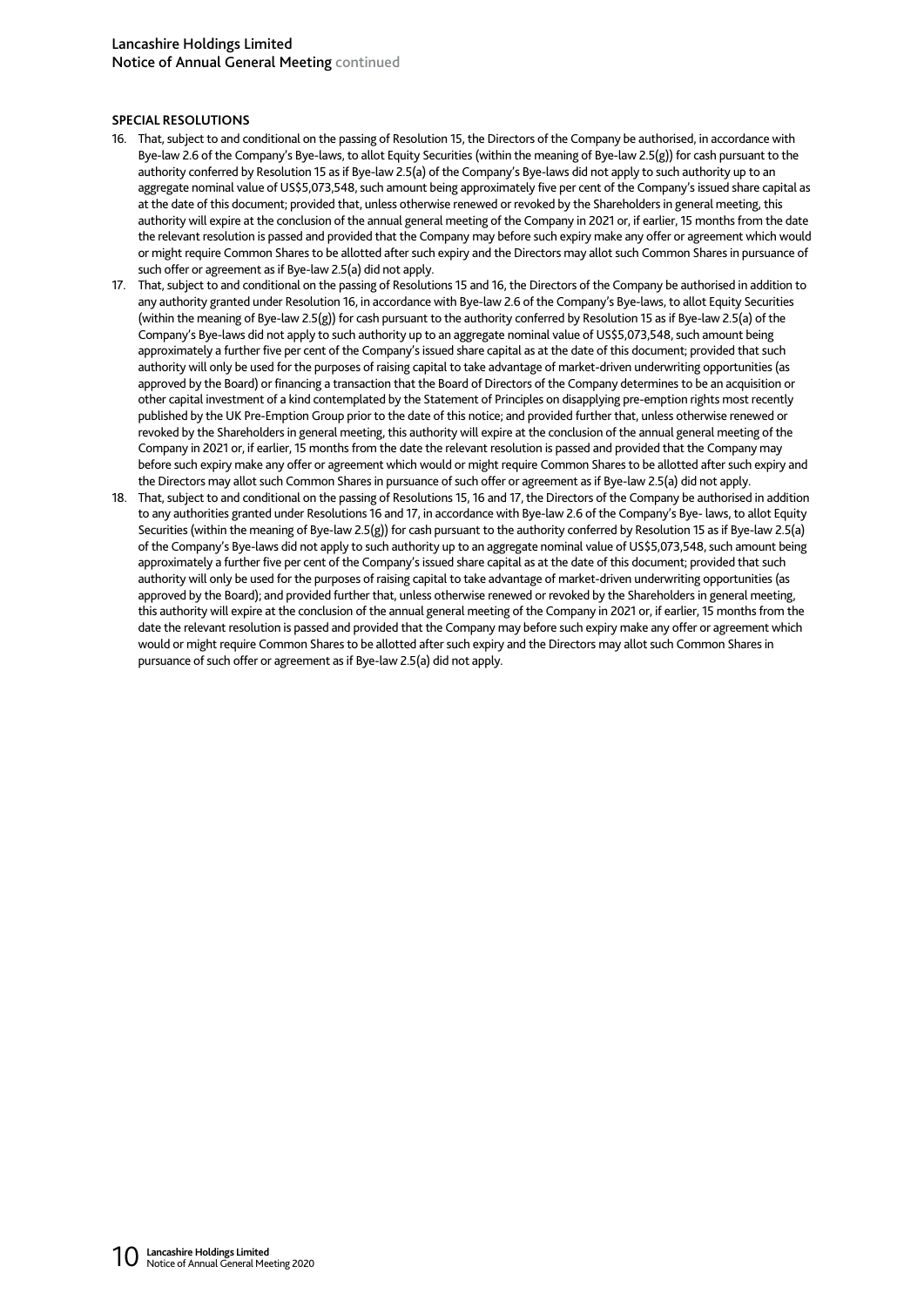### SPECIAL RESOLUTIONS

16. That, subject to and conditional on the passing of Resolution 15, the Directors of the Company be authorised, in accordance with Bye-law 2.6 of the Company's Bye-laws, to allot Equity Securities (within the meaning of Bye-law 2.5(g)) for cash pursuant to the authority conferred by Resolution 15 as if Bye-law 2.5(a) of the Company's Bye-laws did not apply to such authority up to an aggregate nominal value of US$5,073,548, such amount being approximately five per cent of the Company's issued share capital as at the date of this document; provided that, unless otherwise renewed or revoked by the Shareholders in general meeting, this authority will expire at the conclusion of the annual general meeting of the Company in 2021 or, if earlier, 15 months from the date the relevant resolution is passed and provided that the Company may before such expiry make any offer or agreement which would or might require Common Shares to be allotted after such expiry and the Directors may allot such Common Shares in pursuance of such offer or agreement as if Bye-law 2.5(a) did not apply.
17. That, subject to and conditional on the passing of Resolutions 15 and 16, the Directors of the Company be authorised in addition to any authority granted under Resolution 16, in accordance with Bye-law 2.6 of the Company's Bye-laws, to allot Equity Securities (within the meaning of Bye-law 2.5(g)) for cash pursuant to the authority conferred by Resolution 15 as if Bye-law 2.5(a) of the Company's Bye-laws did not apply to such authority up to an aggregate nominal value of US$5,073,548, such amount being approximately a further five per cent of the Company's issued share capital as at the date of this document; provided that such authority will only be used for the purposes of raising capital to take advantage of market-driven underwriting opportunities (as approved by the Board) or financing a transaction that the Board of Directors of the Company determines to be an acquisition or other capital investment of a kind contemplated by the Statement of Principles on disapplying pre-emption rights most recently published by the UK Pre-Emption Group prior to the date of this notice; and provided further that, unless otherwise renewed or revoked by the Shareholders in general meeting, this authority will expire at the conclusion of the annual general meeting of the Company in 2021 or, if earlier, 15 months from the date the relevant resolution is passed and provided that the Company may before such expiry make any offer or agreement which would or might require Common Shares to be allotted after such expiry and the Directors may allot such Common Shares in pursuance of such offer or agreement as if Bye-law 2.5(a) did not apply.
18. That, subject to and conditional on the passing of Resolutions 15, 16 and 17, the Directors of the Company be authorised in addition to any authorities granted under Resolutions 16 and 17, in accordance with Bye-law 2.6 of the Company's Bye- laws, to allot Equity Securities (within the meaning of Bye-law 2.5(g)) for cash pursuant to the authority conferred by Resolution 15 as if Bye-law 2.5(a) of the Company's Bye-laws did not apply to such authority up to an aggregate nominal value of US$5,073,548, such amount being approximately a further five per cent of the Company's issued share capital as at the date of this document; provided that such authority will only be used for the purposes of raising capital to take advantage of market-driven underwriting opportunities (as approved by the Board); and provided further that, unless otherwise renewed or revoked by the Shareholders in general meeting, this authority will expire at the conclusion of the annual general meeting of the Company in 2021 or, if earlier, 15 months from the date the relevant resolution is passed and provided that the Company may before such expiry make any offer or agreement which would or might require Common Shares to be allotted after such expiry and the Directors may allot such Common Shares in pursuance of such offer or agreement as if Bye-law 2.5(a) did not apply.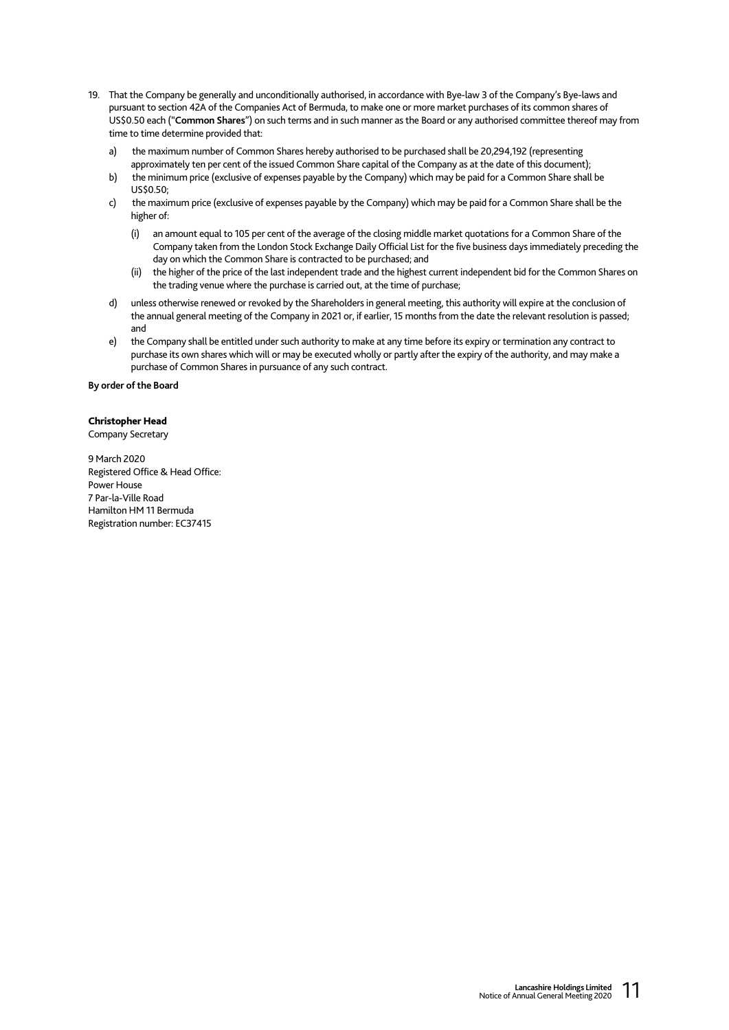19. That the Company be generally and unconditionally authorised, in accordance with Bye-law 3 of the Company's Bye-laws and pursuant to section 42A of the Companies Act of Bermuda, to make one or more market purchases of its common shares of US$0.50 each ("**Common Shares**") on such terms and in such manner as the Board or any authorised committee thereof may from time to time determine provided that:

    a) the maximum number of Common Shares hereby authorised to be purchased shall be 20,294,192 (representing approximately ten per cent of the issued Common Share capital of the Company as at the date of this document);
    b) the minimum price (exclusive of expenses payable by the Company) which may be paid for a Common Share shall be US$0.50;
    c) the maximum price (exclusive of expenses payable by the Company) which may be paid for a Common Share shall be the higher of:
        (i) an amount equal to 105 per cent of the average of the closing middle market quotations for a Common Share of the Company taken from the London Stock Exchange Daily Official List for the five business days immediately preceding the day on which the Common Share is contracted to be purchased; and
        (ii) the higher of the price of the last independent trade and the highest current independent bid for the Common Shares on the trading venue where the purchase is carried out, at the time of purchase;
    d) unless otherwise renewed or revoked by the Shareholders in general meeting, this authority will expire at the conclusion of the annual general meeting of the Company in 2021 or, if earlier, 15 months from the date the relevant resolution is passed; and
    e) the Company shall be entitled under such authority to make at any time before its expiry or termination any contract to purchase its own shares which will or may be executed wholly or partly after the expiry of the authority, and may make a purchase of Common Shares in pursuance of any such contract.

**By order of the Board**

**Christopher Head**
Company Secretary

9 March 2020
Registered Office & Head Office:
Power House
7 Par-la-Ville Road
Hamilton HM 11 Bermuda
Registration number: EC37415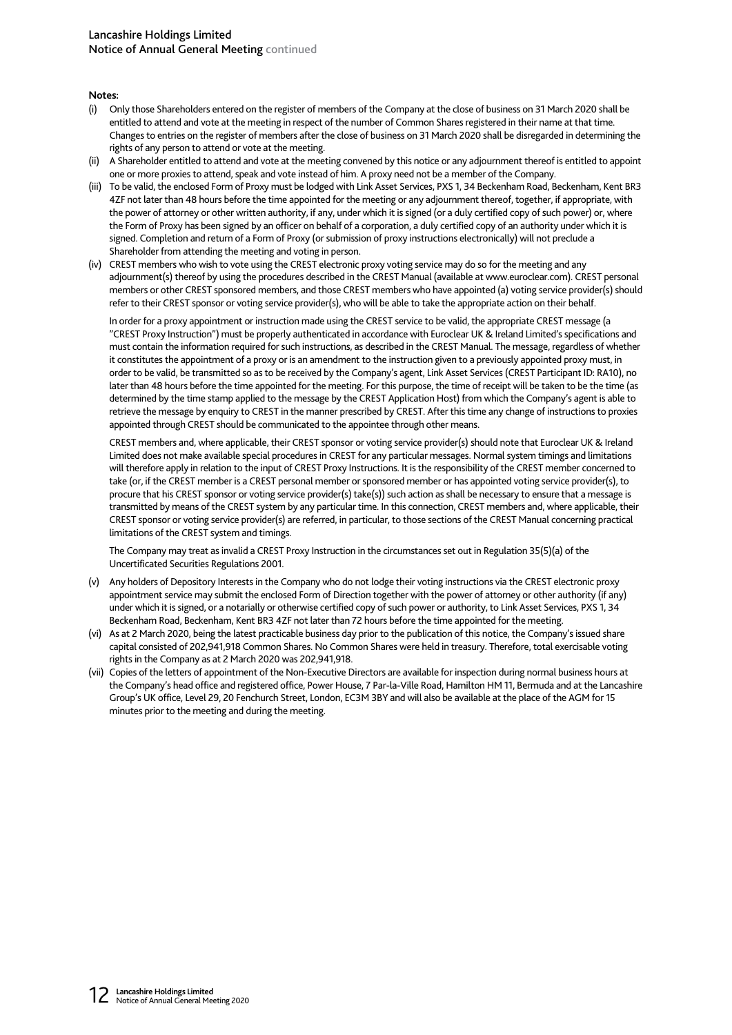**Notes:**

(i) Only those Shareholders entered on the register of members of the Company at the close of business on 31 March 2020 shall be entitled to attend and vote at the meeting in respect of the number of Common Shares registered in their name at that time. Changes to entries on the register of members after the close of business on 31 March 2020 shall be disregarded in determining the rights of any person to attend or vote at the meeting.

(ii) A Shareholder entitled to attend and vote at the meeting convened by this notice or any adjournment thereof is entitled to appoint one or more proxies to attend, speak and vote instead of him. A proxy need not be a member of the Company.

(iii) To be valid, the enclosed Form of Proxy must be lodged with Link Asset Services, PXS 1, 34 Beckenham Road, Beckenham, Kent BR3 4ZF not later than 48 hours before the time appointed for the meeting or any adjournment thereof, together, if appropriate, with the power of attorney or other written authority, if any, under which it is signed (or a duly certified copy of such power) or, where the Form of Proxy has been signed by an officer on behalf of a corporation, a duly certified copy of an authority under which it is signed. Completion and return of a Form of Proxy (or submission of proxy instructions electronically) will not preclude a Shareholder from attending the meeting and voting in person.

(iv) CREST members who wish to vote using the CREST electronic proxy voting service may do so for the meeting and any adjournment(s) thereof by using the procedures described in the CREST Manual (available at www.euroclear.com). CREST personal members or other CREST sponsored members, and those CREST members who have appointed (a) voting service provider(s) should refer to their CREST sponsor or voting service provider(s), who will be able to take the appropriate action on their behalf.

In order for a proxy appointment or instruction made using the CREST service to be valid, the appropriate CREST message (a "CREST Proxy Instruction") must be properly authenticated in accordance with Euroclear UK & Ireland Limited's specifications and must contain the information required for such instructions, as described in the CREST Manual. The message, regardless of whether it constitutes the appointment of a proxy or is an amendment to the instruction given to a previously appointed proxy must, in order to be valid, be transmitted so as to be received by the Company's agent, Link Asset Services (CREST Participant ID: RA10), no later than 48 hours before the time appointed for the meeting. For this purpose, the time of receipt will be taken to be the time (as determined by the time stamp applied to the message by the CREST Application Host) from which the Company's agent is able to retrieve the message by enquiry to CREST in the manner prescribed by CREST. After this time any change of instructions to proxies appointed through CREST should be communicated to the appointee through other means.

CREST members and, where applicable, their CREST sponsor or voting service provider(s) should note that Euroclear UK & Ireland Limited does not make available special procedures in CREST for any particular messages. Normal system timings and limitations will therefore apply in relation to the input of CREST Proxy Instructions. It is the responsibility of the CREST member concerned to take (or, if the CREST member is a CREST personal member or sponsored member or has appointed voting service provider(s), to procure that his CREST sponsor or voting service provider(s) take(s)) such action as shall be necessary to ensure that a message is transmitted by means of the CREST system by any particular time. In this connection, CREST members and, where applicable, their CREST sponsor or voting service provider(s) are referred, in particular, to those sections of the CREST Manual concerning practical limitations of the CREST system and timings.

The Company may treat as invalid a CREST Proxy Instruction in the circumstances set out in Regulation 35(5)(a) of the Uncertificated Securities Regulations 2001.

(v) Any holders of Depository Interests in the Company who do not lodge their voting instructions via the CREST electronic proxy appointment service may submit the enclosed Form of Direction together with the power of attorney or other authority (if any) under which it is signed, or a notarially or otherwise certified copy of such power or authority, to Link Asset Services, PXS 1, 34 Beckenham Road, Beckenham, Kent BR3 4ZF not later than 72 hours before the time appointed for the meeting.

(vi) As at 2 March 2020, being the latest practicable business day prior to the publication of this notice, the Company's issued share capital consisted of 202,941,918 Common Shares. No Common Shares were held in treasury. Therefore, total exercisable voting rights in the Company as at 2 March 2020 was 202,941,918.

(vii) Copies of the letters of appointment of the Non-Executive Directors are available for inspection during normal business hours at the Company's head office and registered office, Power House, 7 Par-la-Ville Road, Hamilton HM 11, Bermuda and at the Lancashire Group's UK office, Level 29, 20 Fenchurch Street, London, EC3M 3BY and will also be available at the place of the AGM for 15 minutes prior to the meeting and during the meeting.